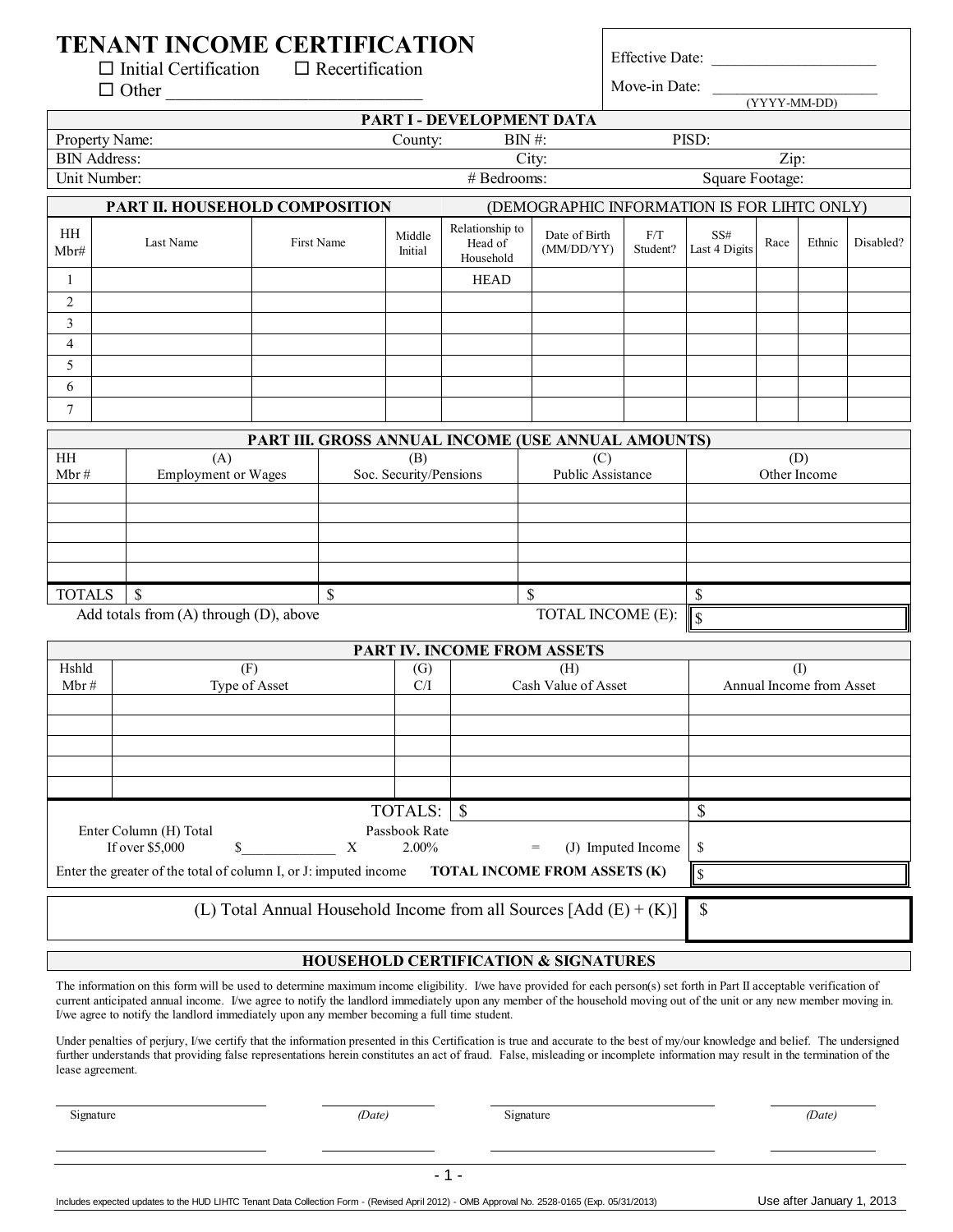# TENANT INCOME CERTIFICATION

☐ Initial Certification ☐ Recertification
☐ Other ____________________________

Effective Date: ____________________

Move-in Date: ____________________ (YYYY-MM-DD)

| PART I - DEVELOPMENT DATA | | | |
|---|---|---|---|
| Property Name: | County: | BIN #: | PISD: |
| BIN Address: | | City: | Zip: |
| Unit Number: | | # Bedrooms: | Square Footage: |

| PART II. HOUSEHOLD COMPOSITION | | | | (DEMOGRAPHIC INFORMATION IS FOR LIHTC ONLY) | | | | | | |
|---|---|---|---|---|---|---|---|---|---|---|
| HH Mbr# | Last Name | First Name | Middle Initial | Relationship to Head of Household | Date of Birth (MM/DD/YY) | F/T Student? | SS# Last 4 Digits | Race | Ethnic | Disabled? |
| 1 | | | | HEAD | | | | | | |
| 2 | | | | | | | | | | |
| 3 | | | | | | | | | | |
| 4 | | | | | | | | | | |
| 5 | | | | | | | | | | |
| 6 | | | | | | | | | | |
| 7 | | | | | | | | | | |

| PART III. GROSS ANNUAL INCOME (USE ANNUAL AMOUNTS) | | | | |
|---|---|---|---|---|
| HH Mbr # | (A) Employment or Wages | (B) Soc. Security/Pensions | (C) Public Assistance | (D) Other Income |
| | | | | |
| | | | | |
| | | | | |
| | | | | |
| | | | | |
| TOTALS | $ | $ | $ | $ |
| Add totals from (A) through (D), above | | | TOTAL INCOME (E): | $ |

| PART IV. INCOME FROM ASSETS | | | | |
|---|---|---|---|---|
| Hshld Mbr # | (F) Type of Asset | (G) C/I | (H) Cash Value of Asset | (I) Annual Income from Asset |
| | | | | |
| | | | | |
| | | | | |
| | | | | |
| | | | | |
| | | TOTALS: | $ | $ |
| Enter Column (H) Total If over $5,000 $____________ X | | Passbook Rate 2.00% | = (J) Imputed Income | $ |
| Enter the greater of the total of column I, or J: imputed income | | | TOTAL INCOME FROM ASSETS (K) | $ |

| (L) Total Annual Household Income from all Sources [Add (E) + (K)] | $ |
|---|---|

## HOUSEHOLD CERTIFICATION & SIGNATURES

The information on this form will be used to determine maximum income eligibility. I/we have provided for each person(s) set forth in Part II acceptable verification of current anticipated annual income. I/we agree to notify the landlord immediately upon any member of the household moving out of the unit or any new member moving in. I/we agree to notify the landlord immediately upon any member becoming a full time student.

Under penalties of perjury, I/we certify that the information presented in this Certification is true and accurate to the best of my/our knowledge and belief. The undersigned further understands that providing false representations herein constitutes an act of fraud. False, misleading or incomplete information may result in the termination of the lease agreement.

______________________ ____________ ______________________ ____________
Signature *(Date)* Signature *(Date)*

______________________ ____________ ______________________ ____________

Includes expected updates to the HUD LIHTC Tenant Data Collection Form - (Revised April 2012) - OMB Approval No. 2528-0165 (Exp. 05/31/2013)

Use after January 1, 2013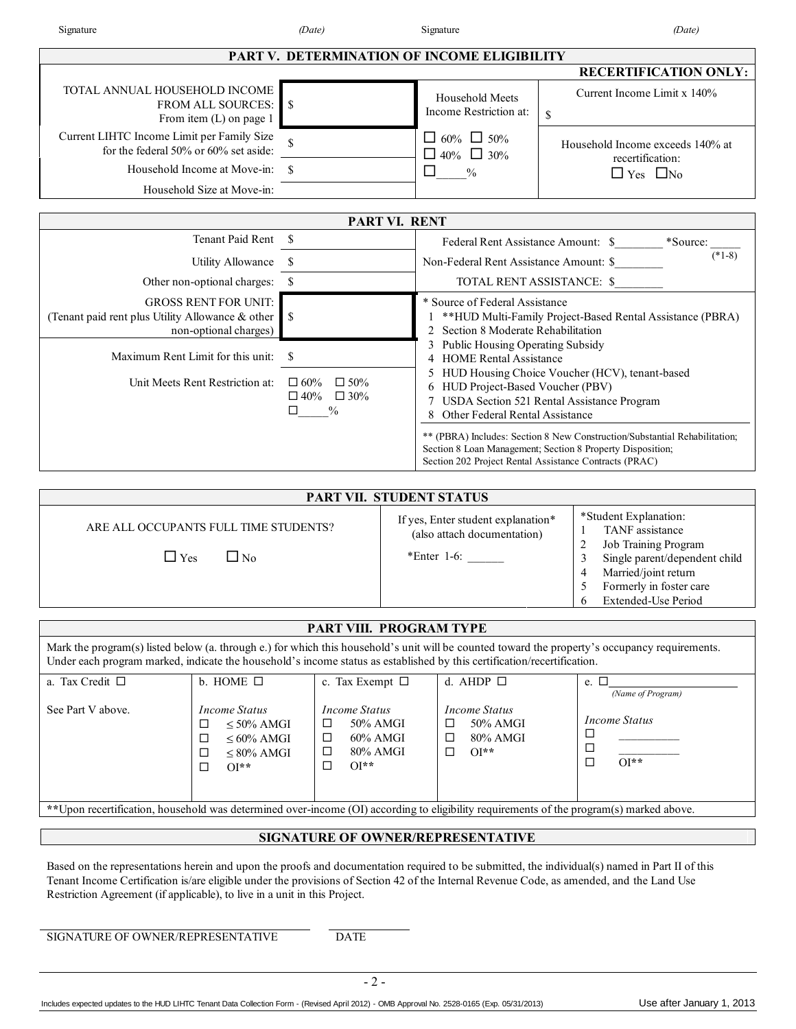Signature (Date) Signature (Date)

## PART V. DETERMINATION OF INCOME ELIGIBILITY

| | | | RECERTIFICATION ONLY: |
|---|---|---|---|
| TOTAL ANNUAL HOUSEHOLD INCOME FROM ALL SOURCES: From item (L) on page 1 | $ | Household Meets Income Restriction at: | Current Income Limit x 140% $ |
| Current LIHTC Income Limit per Family Size for the federal 50% or 60% set aside: | $ | ☐ 60% ☐ 50% ☐ 40% ☐ 30% ☐_____% | Household Income exceeds 140% at recertification: ☐ Yes ☐No |
| Household Income at Move-in: | $ | | |
| Household Size at Move-in: | | | |

## PART VI. RENT

| | | |
|---|---|---|
| Tenant Paid Rent | $ | Federal Rent Assistance Amount: $________ *Source: _____ (*1-8) |
| Utility Allowance | $ | Non-Federal Rent Assistance Amount: $________ |
| Other non-optional charges: | $ | TOTAL RENT ASSISTANCE: $________ |
| GROSS RENT FOR UNIT: (Tenant paid rent plus Utility Allowance & other non-optional charges) | $ | * Source of Federal Assistance<br>1 **HUD Multi-Family Project-Based Rental Assistance (PBRA)<br>2 Section 8 Moderate Rehabilitation<br>3 Public Housing Operating Subsidy<br>4 HOME Rental Assistance<br>5 HUD Housing Choice Voucher (HCV), tenant-based<br>6 HUD Project-Based Voucher (PBV)<br>7 USDA Section 521 Rental Assistance Program<br>8 Other Federal Rental Assistance |
| Maximum Rent Limit for this unit: | $ | |
| Unit Meets Rent Restriction at: | ☐ 60% ☐ 50% ☐ 40% ☐ 30% ☐_____% | ** (PBRA) Includes: Section 8 New Construction/Substantial Rehabilitation; Section 8 Loan Management; Section 8 Property Disposition; Section 202 Project Rental Assistance Contracts (PRAC) |

## PART VII. STUDENT STATUS

| | | |
|---|---|---|
| ARE ALL OCCUPANTS FULL TIME STUDENTS? ☐ Yes ☐ No | If yes, Enter student explanation* (also attach documentation) *Enter 1-6: ______ | *Student Explanation:<br>1 TANF assistance<br>2 Job Training Program<br>3 Single parent/dependent child<br>4 Married/joint return<br>5 Formerly in foster care<br>6 Extended-Use Period |

## PART VIII. PROGRAM TYPE

Mark the program(s) listed below (a. through e.) for which this household's unit will be counted toward the property's occupancy requirements. Under each program marked, indicate the household's income status as established by this certification/recertification.

| a. Tax Credit ☐ | b. HOME ☐ | c. Tax Exempt ☐ | d. AHDP ☐ | e. ☐__________ *(Name of Program)* |
|---|---|---|---|---|
| See Part V above. | *Income Status*<br>☐ ≤ 50% AMGI<br>☐ ≤ 60% AMGI<br>☐ ≤ 80% AMGI<br>☐ OI** | *Income Status*<br>☐ 50% AMGI<br>☐ 60% AMGI<br>☐ 80% AMGI<br>☐ OI** | *Income Status*<br>☐ 50% AMGI<br>☐ 80% AMGI<br>☐ OI** | *Income Status*<br>☐ __________<br>☐ __________<br>☐ OI** |

**Upon recertification, household was determined over-income (OI) according to eligibility requirements of the program(s) marked above.

## SIGNATURE OF OWNER/REPRESENTATIVE

Based on the representations herein and upon the proofs and documentation required to be submitted, the individual(s) named in Part II of this Tenant Income Certification is/are eligible under the provisions of Section 42 of the Internal Revenue Code, as amended, and the Land Use Restriction Agreement (if applicable), to live in a unit in this Project.

_______________________________________ ____________

SIGNATURE OF OWNER/REPRESENTATIVE DATE

Includes expected updates to the HUD LIHTC Tenant Data Collection Form - (Revised April 2012) - OMB Approval No. 2528-0165 (Exp. 05/31/2013) Use after January 1, 2013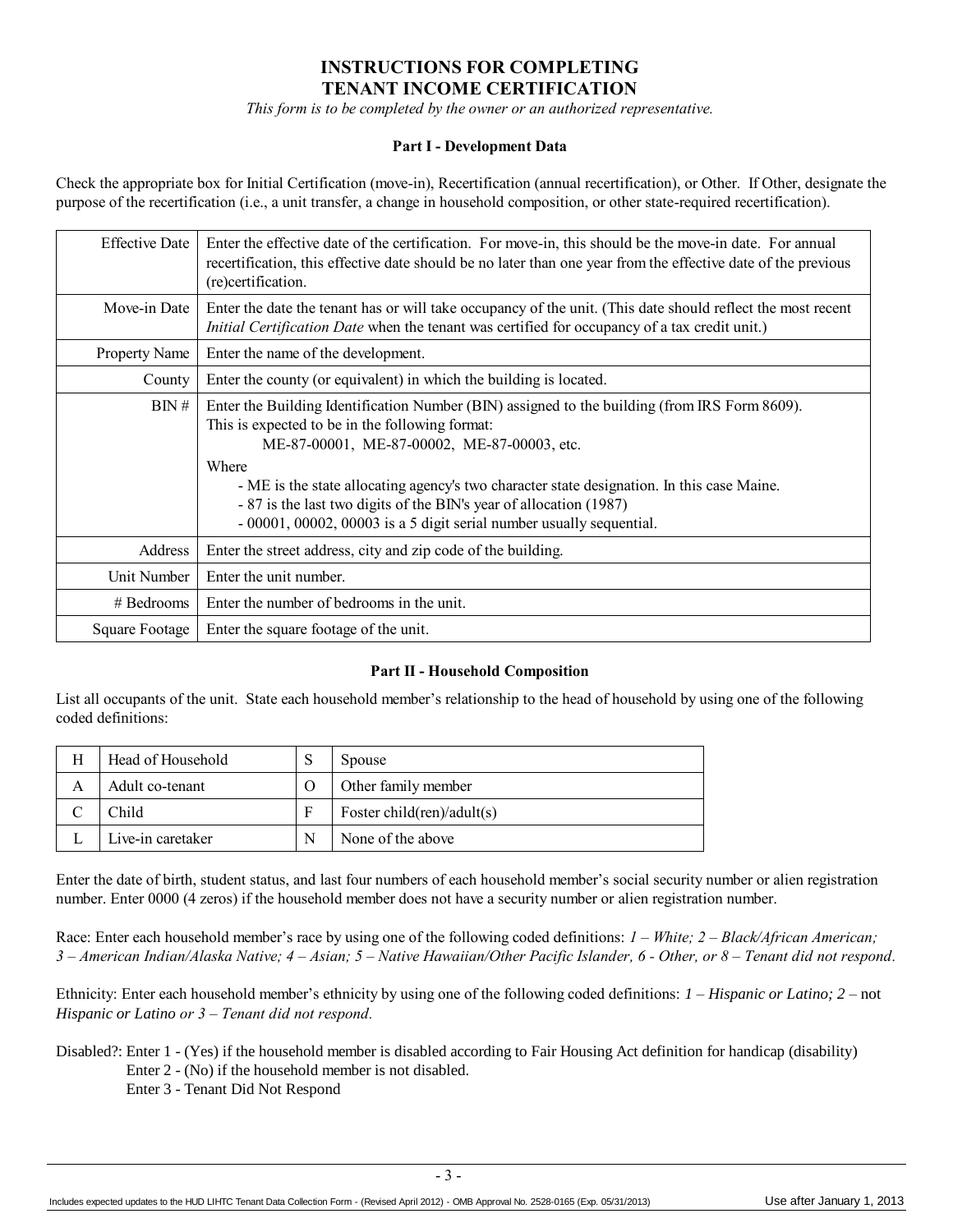# INSTRUCTIONS FOR COMPLETING TENANT INCOME CERTIFICATION

*This form is to be completed by the owner or an authorized representative.*

### Part I - Development Data

Check the appropriate box for Initial Certification (move-in), Recertification (annual recertification), or Other. If Other, designate the purpose of the recertification (i.e., a unit transfer, a change in household composition, or other state-required recertification).

| | |
|---|---|
| Effective Date | Enter the effective date of the certification. For move-in, this should be the move-in date. For annual recertification, this effective date should be no later than one year from the effective date of the previous (re)certification. |
| Move-in Date | Enter the date the tenant has or will take occupancy of the unit. (This date should reflect the most recent *Initial Certification Date* when the tenant was certified for occupancy of a tax credit unit.) |
| Property Name | Enter the name of the development. |
| County | Enter the county (or equivalent) in which the building is located. |
| BIN # | Enter the Building Identification Number (BIN) assigned to the building (from IRS Form 8609). This is expected to be in the following format: ME-87-00001, ME-87-00002, ME-87-00003, etc. Where - ME is the state allocating agency's two character state designation. In this case Maine. - 87 is the last two digits of the BIN's year of allocation (1987) - 00001, 00002, 00003 is a 5 digit serial number usually sequential. |
| Address | Enter the street address, city and zip code of the building. |
| Unit Number | Enter the unit number. |
| # Bedrooms | Enter the number of bedrooms in the unit. |
| Square Footage | Enter the square footage of the unit. |

### Part II - Household Composition

List all occupants of the unit. State each household member's relationship to the head of household by using one of the following coded definitions:

| | | | |
|---|---|---|---|
| H | Head of Household | S | Spouse |
| A | Adult co-tenant | O | Other family member |
| C | Child | F | Foster child(ren)/adult(s) |
| L | Live-in caretaker | N | None of the above |

Enter the date of birth, student status, and last four numbers of each household member's social security number or alien registration number. Enter 0000 (4 zeros) if the household member does not have a security number or alien registration number.

Race: Enter each household member's race by using one of the following coded definitions: *1 – White; 2 – Black/African American; 3 – American Indian/Alaska Native; 4 – Asian; 5 – Native Hawaiian/Other Pacific Islander, 6 - Other, or 8 – Tenant did not respond.*

Ethnicity: Enter each household member's ethnicity by using one of the following coded definitions: *1 – Hispanic or Latino; 2* – not *Hispanic or Latino or 3 – Tenant did not respond.*

Disabled?: Enter 1 - (Yes) if the household member is disabled according to Fair Housing Act definition for handicap (disability)
Enter 2 - (No) if the household member is not disabled.
Enter 3 - Tenant Did Not Respond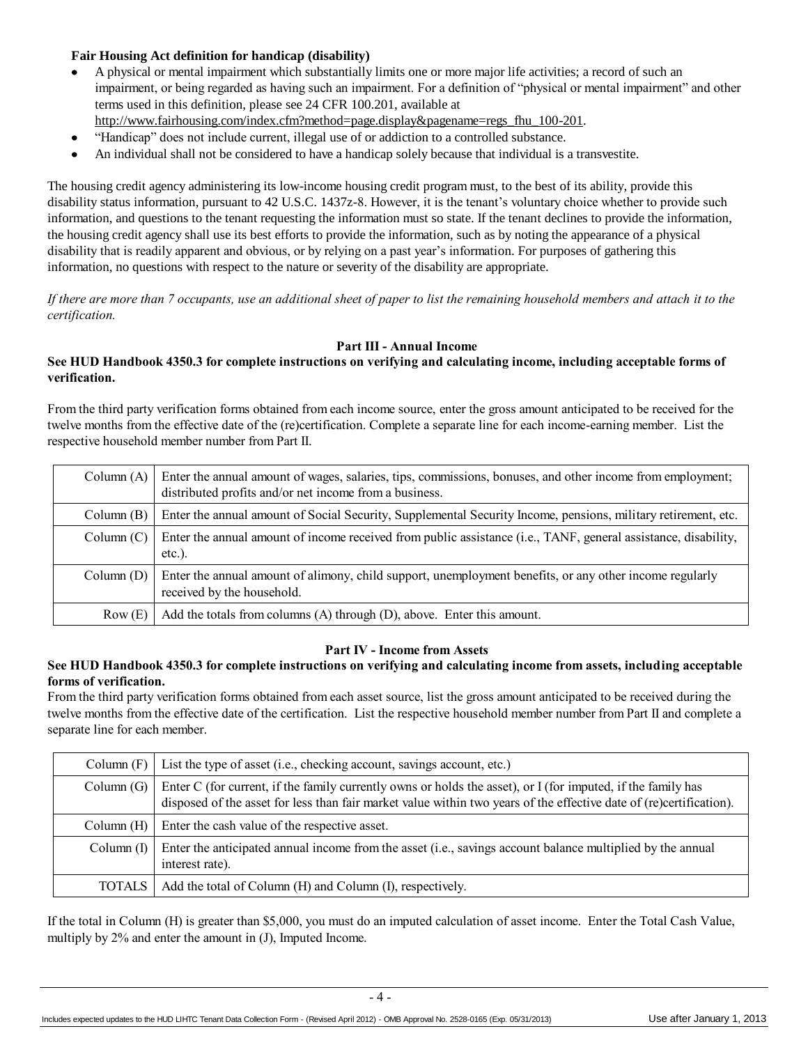**Fair Housing Act definition for handicap (disability)**

- A physical or mental impairment which substantially limits one or more major life activities; a record of such an impairment, or being regarded as having such an impairment. For a definition of "physical or mental impairment" and other terms used in this definition, please see 24 CFR 100.201, available at http://www.fairhousing.com/index.cfm?method=page.display&pagename=regs_fhu_100-201.
- "Handicap" does not include current, illegal use of or addiction to a controlled substance.
- An individual shall not be considered to have a handicap solely because that individual is a transvestite.

The housing credit agency administering its low-income housing credit program must, to the best of its ability, provide this disability status information, pursuant to 42 U.S.C. 1437z-8. However, it is the tenant's voluntary choice whether to provide such information, and questions to the tenant requesting the information must so state. If the tenant declines to provide the information, the housing credit agency shall use its best efforts to provide the information, such as by noting the appearance of a physical disability that is readily apparent and obvious, or by relying on a past year's information. For purposes of gathering this information, no questions with respect to the nature or severity of the disability are appropriate.

*If there are more than 7 occupants, use an additional sheet of paper to list the remaining household members and attach it to the certification.*

### Part III - Annual Income

**See HUD Handbook 4350.3 for complete instructions on verifying and calculating income, including acceptable forms of verification.**

From the third party verification forms obtained from each income source, enter the gross amount anticipated to be received for the twelve months from the effective date of the (re)certification. Complete a separate line for each income-earning member. List the respective household member number from Part II.

| | |
|---|---|
| Column (A) | Enter the annual amount of wages, salaries, tips, commissions, bonuses, and other income from employment; distributed profits and/or net income from a business. |
| Column (B) | Enter the annual amount of Social Security, Supplemental Security Income, pensions, military retirement, etc. |
| Column (C) | Enter the annual amount of income received from public assistance (i.e., TANF, general assistance, disability, etc.). |
| Column (D) | Enter the annual amount of alimony, child support, unemployment benefits, or any other income regularly received by the household. |
| Row (E) | Add the totals from columns (A) through (D), above. Enter this amount. |

### Part IV - Income from Assets

**See HUD Handbook 4350.3 for complete instructions on verifying and calculating income from assets, including acceptable forms of verification.**

From the third party verification forms obtained from each asset source, list the gross amount anticipated to be received during the twelve months from the effective date of the certification. List the respective household member number from Part II and complete a separate line for each member.

| | |
|---|---|
| Column (F) | List the type of asset (i.e., checking account, savings account, etc.) |
| Column (G) | Enter C (for current, if the family currently owns or holds the asset), or I (for imputed, if the family has disposed of the asset for less than fair market value within two years of the effective date of (re)certification). |
| Column (H) | Enter the cash value of the respective asset. |
| Column (I) | Enter the anticipated annual income from the asset (i.e., savings account balance multiplied by the annual interest rate). |
| TOTALS | Add the total of Column (H) and Column (I), respectively. |

If the total in Column (H) is greater than $5,000, you must do an imputed calculation of asset income. Enter the Total Cash Value, multiply by 2% and enter the amount in (J), Imputed Income.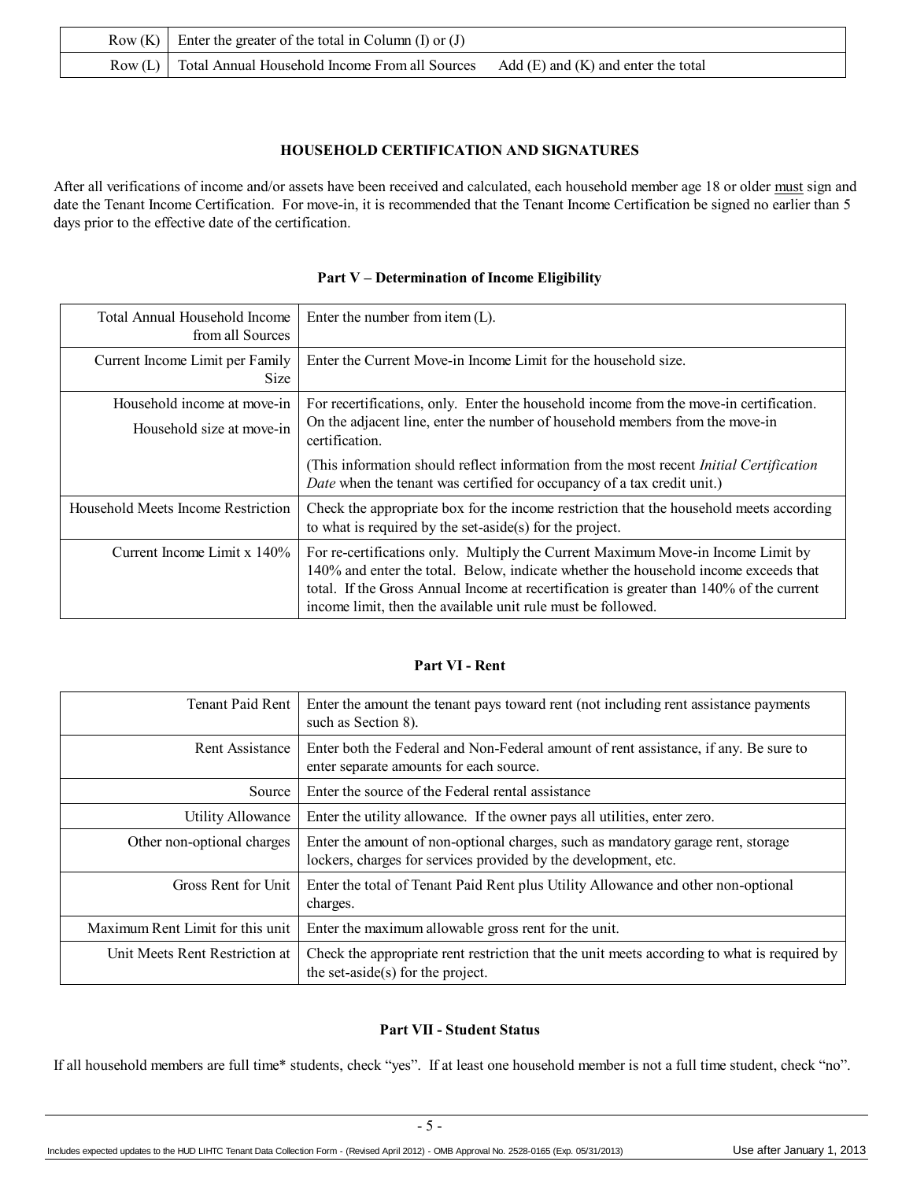| | |
|---|---|
| Row (K) | Enter the greater of the total in Column (I) or (J) |
| Row (L) | Total Annual Household Income From all Sources     Add (E) and (K) and enter the total |

### HOUSEHOLD CERTIFICATION AND SIGNATURES

After all verifications of income and/or assets have been received and calculated, each household member age 18 or older must sign and date the Tenant Income Certification. For move-in, it is recommended that the Tenant Income Certification be signed no earlier than 5 days prior to the effective date of the certification.

### Part V – Determination of Income Eligibility

| | |
|---|---|
| Total Annual Household Income from all Sources | Enter the number from item (L). |
| Current Income Limit per Family Size | Enter the Current Move-in Income Limit for the household size. |
| Household income at move-in<br>Household size at move-in | For recertifications, only. Enter the household income from the move-in certification. On the adjacent line, enter the number of household members from the move-in certification.<br>(This information should reflect information from the most recent *Initial Certification Date* when the tenant was certified for occupancy of a tax credit unit.) |
| Household Meets Income Restriction | Check the appropriate box for the income restriction that the household meets according to what is required by the set-aside(s) for the project. |
| Current Income Limit x 140% | For re-certifications only. Multiply the Current Maximum Move-in Income Limit by 140% and enter the total. Below, indicate whether the household income exceeds that total. If the Gross Annual Income at recertification is greater than 140% of the current income limit, then the available unit rule must be followed. |

### Part VI - Rent

| | |
|---|---|
| Tenant Paid Rent | Enter the amount the tenant pays toward rent (not including rent assistance payments such as Section 8). |
| Rent Assistance | Enter both the Federal and Non-Federal amount of rent assistance, if any. Be sure to enter separate amounts for each source. |
| Source | Enter the source of the Federal rental assistance |
| Utility Allowance | Enter the utility allowance. If the owner pays all utilities, enter zero. |
| Other non-optional charges | Enter the amount of non-optional charges, such as mandatory garage rent, storage lockers, charges for services provided by the development, etc. |
| Gross Rent for Unit | Enter the total of Tenant Paid Rent plus Utility Allowance and other non-optional charges. |
| Maximum Rent Limit for this unit | Enter the maximum allowable gross rent for the unit. |
| Unit Meets Rent Restriction at | Check the appropriate rent restriction that the unit meets according to what is required by the set-aside(s) for the project. |

### Part VII - Student Status

If all household members are full time* students, check "yes". If at least one household member is not a full time student, check "no".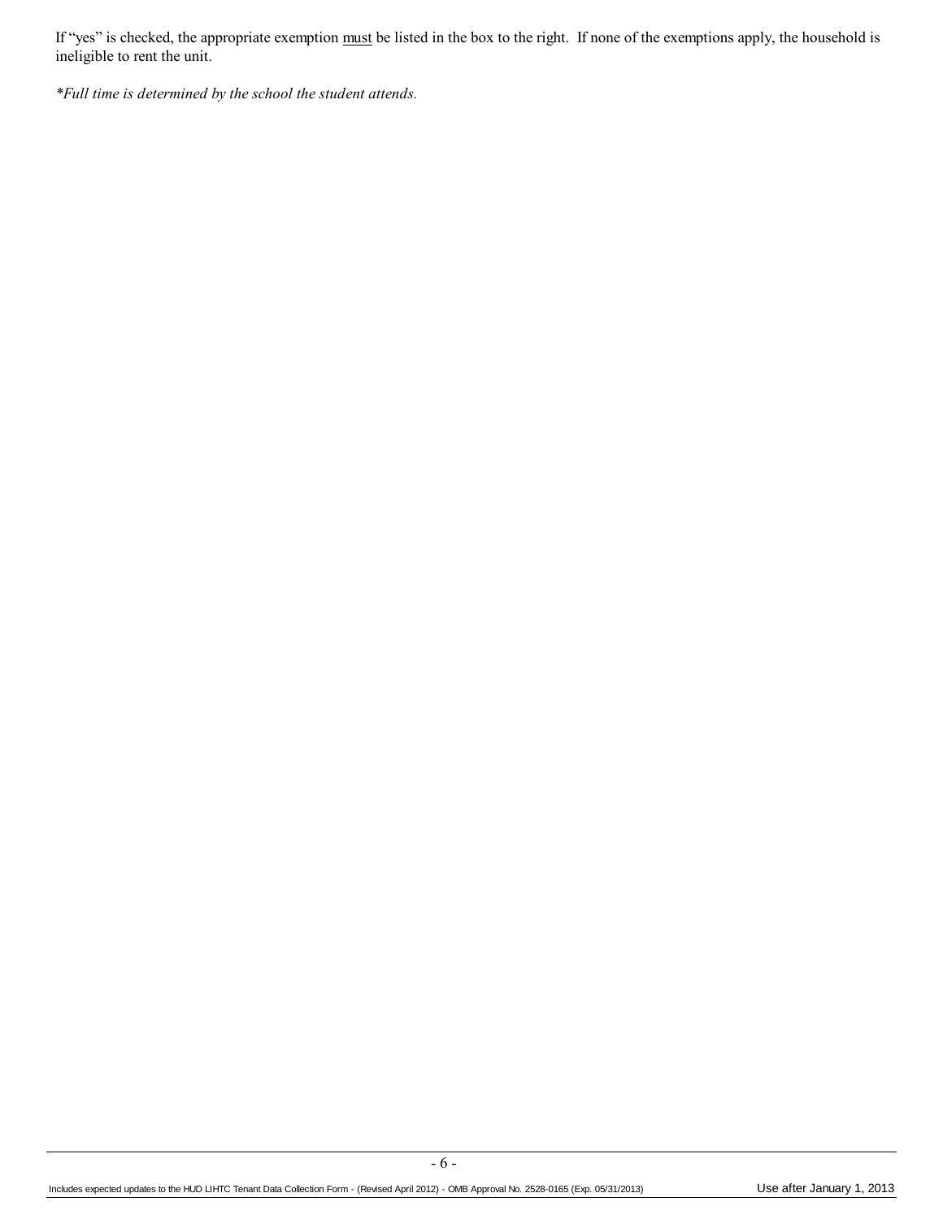If "yes" is checked, the appropriate exemption <u>must</u> be listed in the box to the right. If none of the exemptions apply, the household is ineligible to rent the unit.

*\*Full time is determined by the school the student attends.*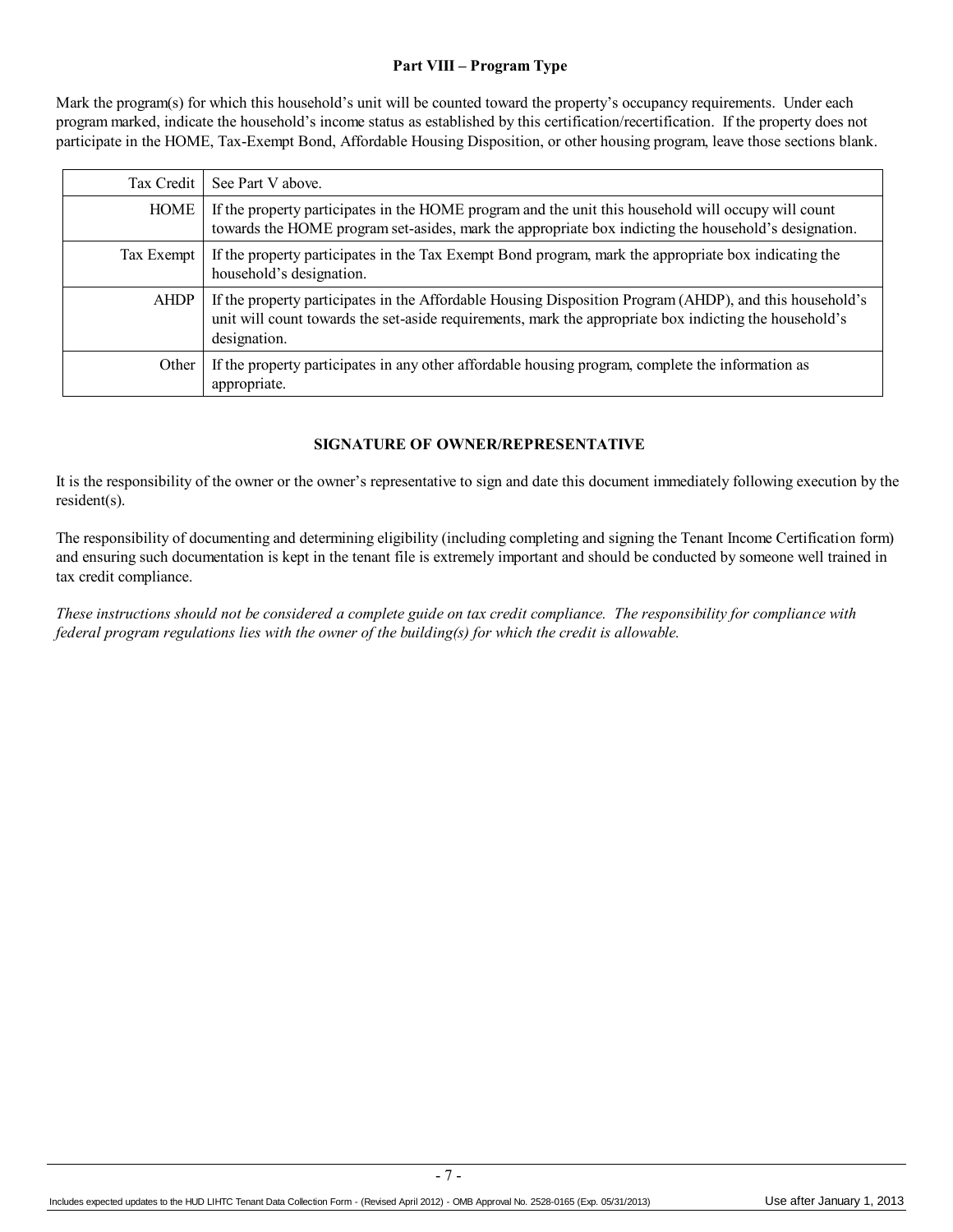### Part VIII – Program Type

Mark the program(s) for which this household's unit will be counted toward the property's occupancy requirements. Under each program marked, indicate the household's income status as established by this certification/recertification. If the property does not participate in the HOME, Tax-Exempt Bond, Affordable Housing Disposition, or other housing program, leave those sections blank.

| | |
|---|---|
| Tax Credit | See Part V above. |
| HOME | If the property participates in the HOME program and the unit this household will occupy will count towards the HOME program set-asides, mark the appropriate box indicting the household's designation. |
| Tax Exempt | If the property participates in the Tax Exempt Bond program, mark the appropriate box indicating the household's designation. |
| AHDP | If the property participates in the Affordable Housing Disposition Program (AHDP), and this household's unit will count towards the set-aside requirements, mark the appropriate box indicting the household's designation. |
| Other | If the property participates in any other affordable housing program, complete the information as appropriate. |

### SIGNATURE OF OWNER/REPRESENTATIVE

It is the responsibility of the owner or the owner's representative to sign and date this document immediately following execution by the resident(s).

The responsibility of documenting and determining eligibility (including completing and signing the Tenant Income Certification form) and ensuring such documentation is kept in the tenant file is extremely important and should be conducted by someone well trained in tax credit compliance.

*These instructions should not be considered a complete guide on tax credit compliance. The responsibility for compliance with federal program regulations lies with the owner of the building(s) for which the credit is allowable.*